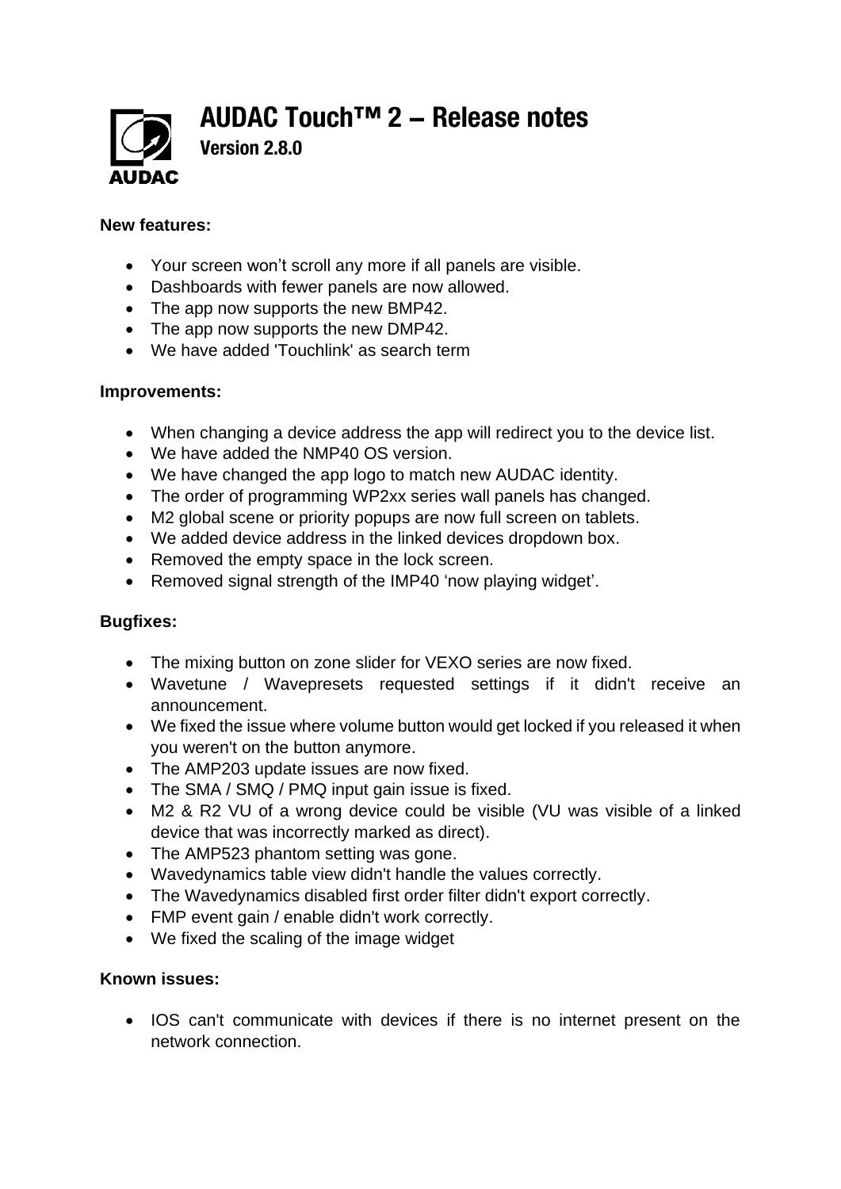# AUDAC Touch™ 2 – Release notes

## Version 2.8.0

**New features:**

- Your screen won’t scroll any more if all panels are visible.
- Dashboards with fewer panels are now allowed.
- The app now supports the new BMP42.
- The app now supports the new DMP42.
- We have added 'Touchlink' as search term

**Improvements:**

- When changing a device address the app will redirect you to the device list.
- We have added the NMP40 OS version.
- We have changed the app logo to match new AUDAC identity.
- The order of programming WP2xx series wall panels has changed.
- M2 global scene or priority popups are now full screen on tablets.
- We added device address in the linked devices dropdown box.
- Removed the empty space in the lock screen.
- Removed signal strength of the IMP40 ‘now playing widget’.

**Bugfixes:**

- The mixing button on zone slider for VEXO series are now fixed.
- Wavetune / Wavepresets requested settings if it didn't receive an announcement.
- We fixed the issue where volume button would get locked if you released it when you weren't on the button anymore.
- The AMP203 update issues are now fixed.
- The SMA / SMQ / PMQ input gain issue is fixed.
- M2 & R2 VU of a wrong device could be visible (VU was visible of a linked device that was incorrectly marked as direct).
- The AMP523 phantom setting was gone.
- Wavedynamics table view didn't handle the values correctly.
- The Wavedynamics disabled first order filter didn't export correctly.
- FMP event gain / enable didn't work correctly.
- We fixed the scaling of the image widget

**Known issues:**

- IOS can't communicate with devices if there is no internet present on the network connection.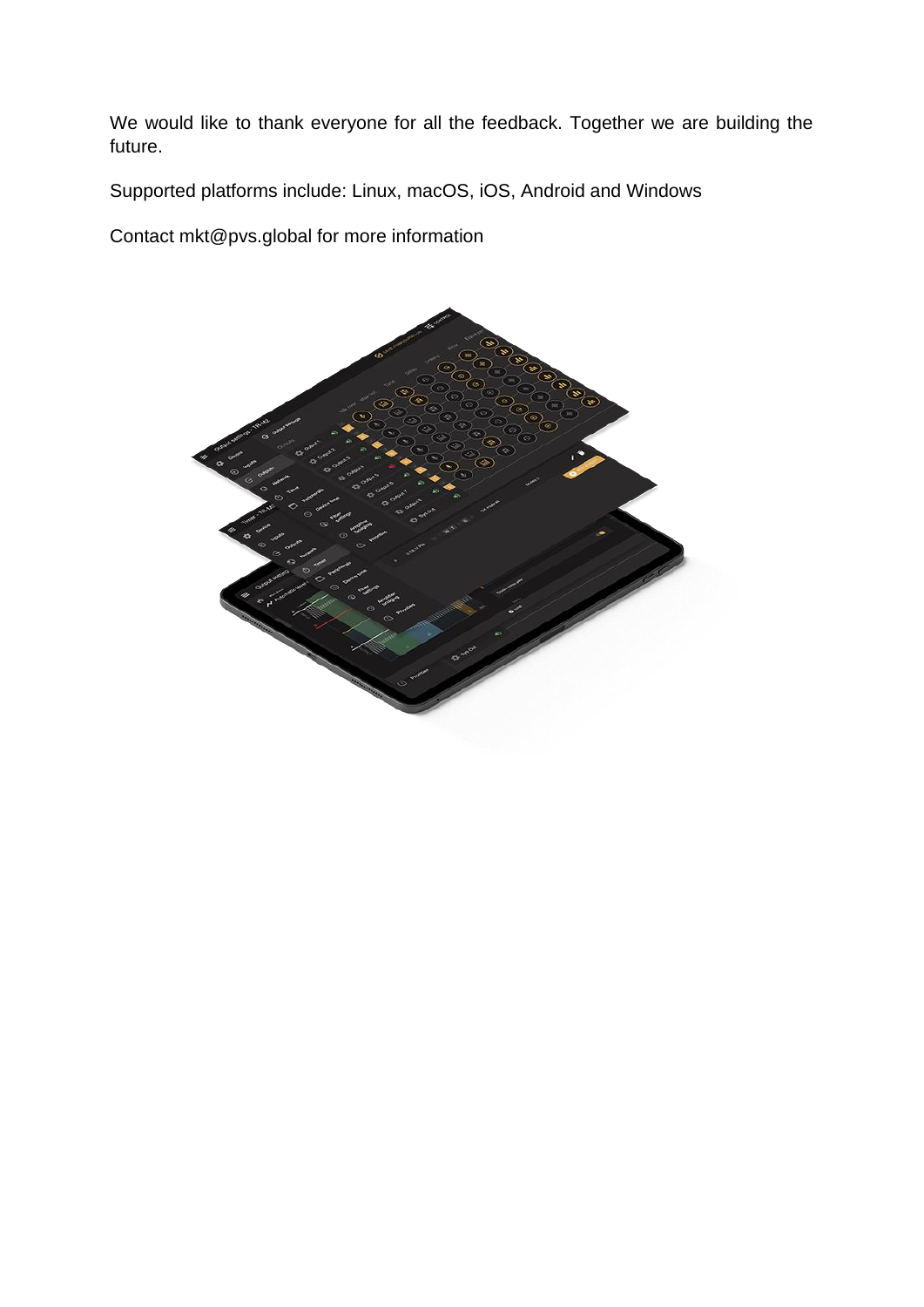We would like to thank everyone for all the feedback. Together we are building the future.

Supported platforms include: Linux, macOS, iOS, Android and Windows

Contact mkt@pvs.global for more information